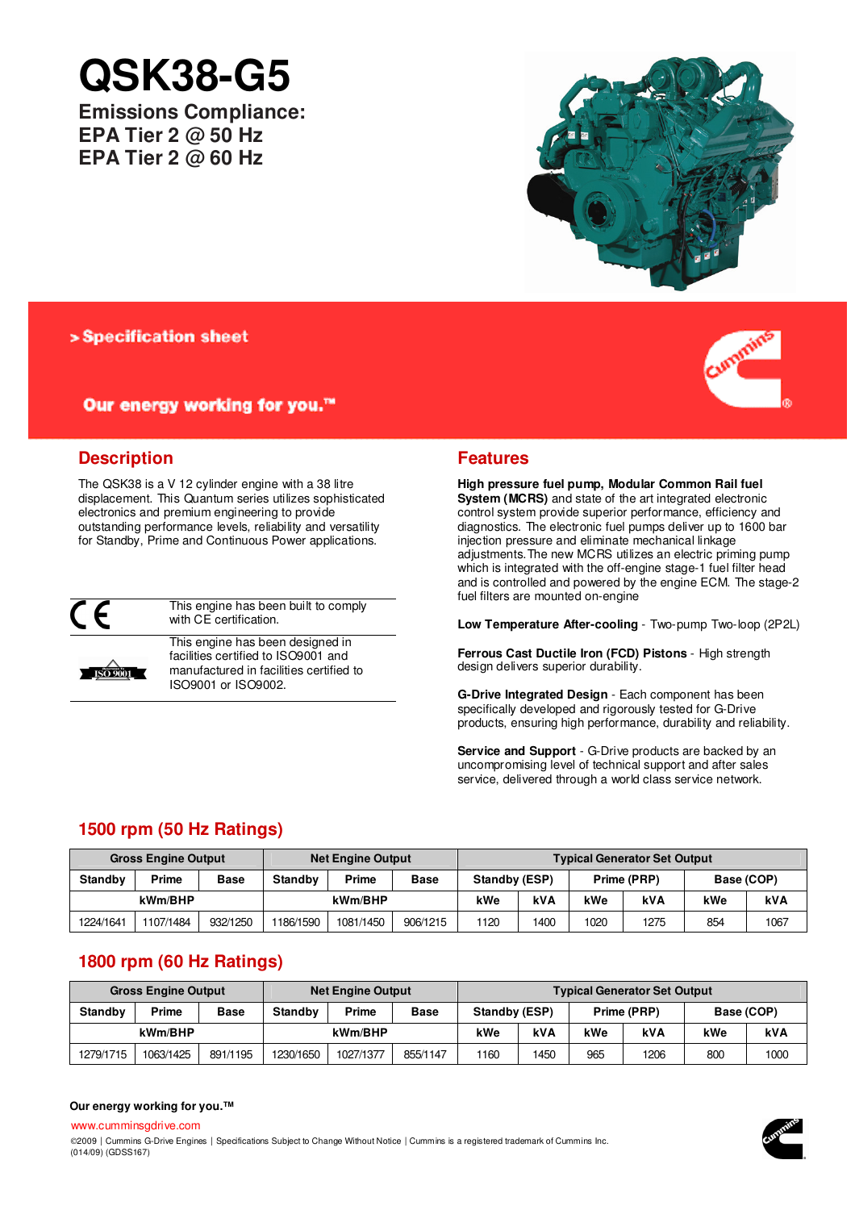# QSK38-G5

## Emissions Compliance:
## EPA Tier 2 @ 50 Hz
## EPA Tier 2 @ 60 Hz

> Specification sheet

**Our energy working for you.™**

## Description

The QSK38 is a V 12 cylinder engine with a 38 litre displacement. This Quantum series utilizes sophisticated electronics and premium engineering to provide outstanding performance levels, reliability and versatility for Standby, Prime and Continuous Power applications.

| | |
|---|---|
| CE | This engine has been built to comply with CE certification. |
| ISO 9001 | This engine has been designed in facilities certified to ISO9001 and manufactured in facilities certified to ISO9001 or ISO9002. |

## Features

**High pressure fuel pump, Modular Common Rail fuel System (MCRS)** and state of the art integrated electronic control system provide superior performance, efficiency and diagnostics. The electronic fuel pumps deliver up to 1600 bar injection pressure and eliminate mechanical linkage adjustments. The new MCRS utilizes an electric priming pump which is integrated with the off-engine stage-1 fuel filter head and is controlled and powered by the engine ECM. The stage-2 fuel filters are mounted on-engine

**Low Temperature After-cooling** - Two-pump Two-loop (2P2L)

**Ferrous Cast Ductile Iron (FCD) Pistons** - High strength design delivers superior durability.

**G-Drive Integrated Design** - Each component has been specifically designed and rigorously tested for G-Drive products, ensuring high performance, durability and reliability.

**Service and Support** - G-Drive products are backed by an uncompromising level of technical support and after sales service, delivered through a world class service network.

## 1500 rpm (50 Hz Ratings)

| Gross Engine Output | | | Net Engine Output | | | Typical Generator Set Output | | | | | |
|---|---|---|---|---|---|---|---|---|---|---|---|
| Standby | Prime | Base | Standby | Prime | Base | Standby (ESP) | | Prime (PRP) | | Base (COP) | |
| kWm/BHP | | | kWm/BHP | | | kWe | kVA | kWe | kVA | kWe | kVA |
| 1224/1641 | 1107/1484 | 932/1250 | 1186/1590 | 1081/1450 | 906/1215 | 1120 | 1400 | 1020 | 1275 | 854 | 1067 |

## 1800 rpm (60 Hz Ratings)

| Gross Engine Output | | | Net Engine Output | | | Typical Generator Set Output | | | | | |
|---|---|---|---|---|---|---|---|---|---|---|---|
| Standby | Prime | Base | Standby | Prime | Base | Standby (ESP) | | Prime (PRP) | | Base (COP) | |
| kWm/BHP | | | kWm/BHP | | | kWe | kVA | kWe | kVA | kWe | kVA |
| 1279/1715 | 1063/1425 | 891/1195 | 1230/1650 | 1027/1377 | 855/1147 | 1160 | 1450 | 965 | 1206 | 800 | 1000 |

**Our energy working for you.™**

www.cumminsgdrive.com

©2009 | Cummins G-Drive Engines | Specifications Subject to Change Without Notice | Cummins is a registered trademark of Cummins Inc.
(014/09) (GDSS167)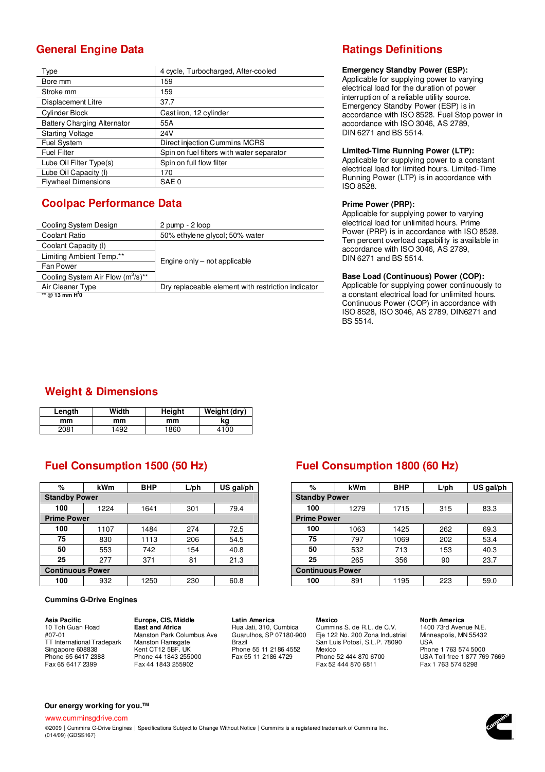## General Engine Data

| | |
|---|---|
| Type | 4 cycle, Turbocharged, After-cooled |
| Bore mm | 159 |
| Stroke mm | 159 |
| Displacement Litre | 37.7 |
| Cylinder Block | Cast iron, 12 cylinder |
| Battery Charging Alternator | 55A |
| Starting Voltage | 24V |
| Fuel System | Direct injection Cummins MCRS |
| Fuel Filter | Spin on fuel filters with water separator |
| Lube Oil Filter Type(s) | Spin on full flow filter |
| Lube Oil Capacity (l) | 170 |
| Flywheel Dimensions | SAE 0 |

## Coolpac Performance Data

| | |
|---|---|
| Cooling System Design | 2 pump - 2 loop |
| Coolant Ratio | 50% ethylene glycol; 50% water |
| Coolant Capacity (l) | Engine only – not applicable |
| Limiting Ambient Temp.** | Engine only – not applicable |
| Fan Power | Engine only – not applicable |
| Cooling System Air Flow ($m^3$/s)** | Engine only – not applicable |
| Air Cleaner Type | Dry replaceable element with restriction indicator |

** @ 13 mm $H_2O$

## Ratings Definitions

**Emergency Standby Power (ESP):**
Applicable for supplying power to varying electrical load for the duration of power interruption of a reliable utility source. Emergency Standby Power (ESP) is in accordance with ISO 8528. Fuel Stop power in accordance with ISO 3046, AS 2789, DIN 6271 and BS 5514.

**Limited-Time Running Power (LTP):**
Applicable for supplying power to a constant electrical load for limited hours. Limited-Time Running Power (LTP) is in accordance with ISO 8528.

**Prime Power (PRP):**
Applicable for supplying power to varying electrical load for unlimited hours. Prime Power (PRP) is in accordance with ISO 8528. Ten percent overload capability is available in accordance with ISO 3046, AS 2789, DIN 6271 and BS 5514.

**Base Load (Continuous) Power (COP):**
Applicable for supplying power continuously to a constant electrical load for unlimited hours. Continuous Power (COP) in accordance with ISO 8528, ISO 3046, AS 2789, DIN6271 and BS 5514.

## Weight & Dimensions

| Length | Width | Height | Weight (dry) |
|---|---|---|---|
| mm | mm | mm | kg |
| 2081 | 1492 | 1860 | 4100 |

## Fuel Consumption 1500 (50 Hz)

| % | kWm | BHP | L/ph | US gal/ph |
|---|---|---|---|---|
| **Standby Power** | | | | |
| **100** | 1224 | 1641 | 301 | 79.4 |
| **Prime Power** | | | | |
| **100** | 1107 | 1484 | 274 | 72.5 |
| **75** | 830 | 1113 | 206 | 54.5 |
| **50** | 553 | 742 | 154 | 40.8 |
| **25** | 277 | 371 | 81 | 21.3 |
| **Continuous Power** | | | | |
| **100** | 932 | 1250 | 230 | 60.8 |

## Fuel Consumption 1800 (60 Hz)

| % | kWm | BHP | L/ph | US gal/ph |
|---|---|---|---|---|
| **Standby Power** | | | | |
| **100** | 1279 | 1715 | 315 | 83.3 |
| **Prime Power** | | | | |
| **100** | 1063 | 1425 | 262 | 69.3 |
| **75** | 797 | 1069 | 202 | 53.4 |
| **50** | 532 | 713 | 153 | 40.3 |
| **25** | 265 | 356 | 90 | 23.7 |
| **Continuous Power** | | | | |
| **100** | 891 | 1195 | 223 | 59.0 |

**Cummins G-Drive Engines**

**Asia Pacific**
10 Toh Guan Road
#07-01
TT International Tradepark
Singapore 608838
Phone 65 6417 2388
Fax 65 6417 2399

**Europe, CIS, Middle East and Africa**
Manston Park Columbus Ave
Manston Ramsgate
Kent CT12 5BF. UK
Phone 44 1843 255000
Fax 44 1843 255902

**Latin America**
Rua Jati, 310, Cumbica
Guarulhos, SP 07180-900
Brazil
Phone 55 11 2186 4552
Fax 55 11 2186 4729

**Mexico**
Cummins S. de R.L. de C.V.
Eje 122 No. 200 Zona Industrial
San Luis Potosí, S.L.P. 78090
Mexico
Phone 52 444 870 6700
Fax 52 444 870 6811

**North America**
1400 73rd Avenue N.E.
Minneapolis, MN 55432
USA
Phone 1 763 574 5000
USA Toll-free 1 877 769 7669
Fax 1 763 574 5298

**Our energy working for you.™**

www.cumminsgdrive.com

©2009 | Cummins G-Drive Engines | Specifications Subject to Change Without Notice | Cummins is a registered trademark of Cummins Inc.
(014/09) (GDSS167)